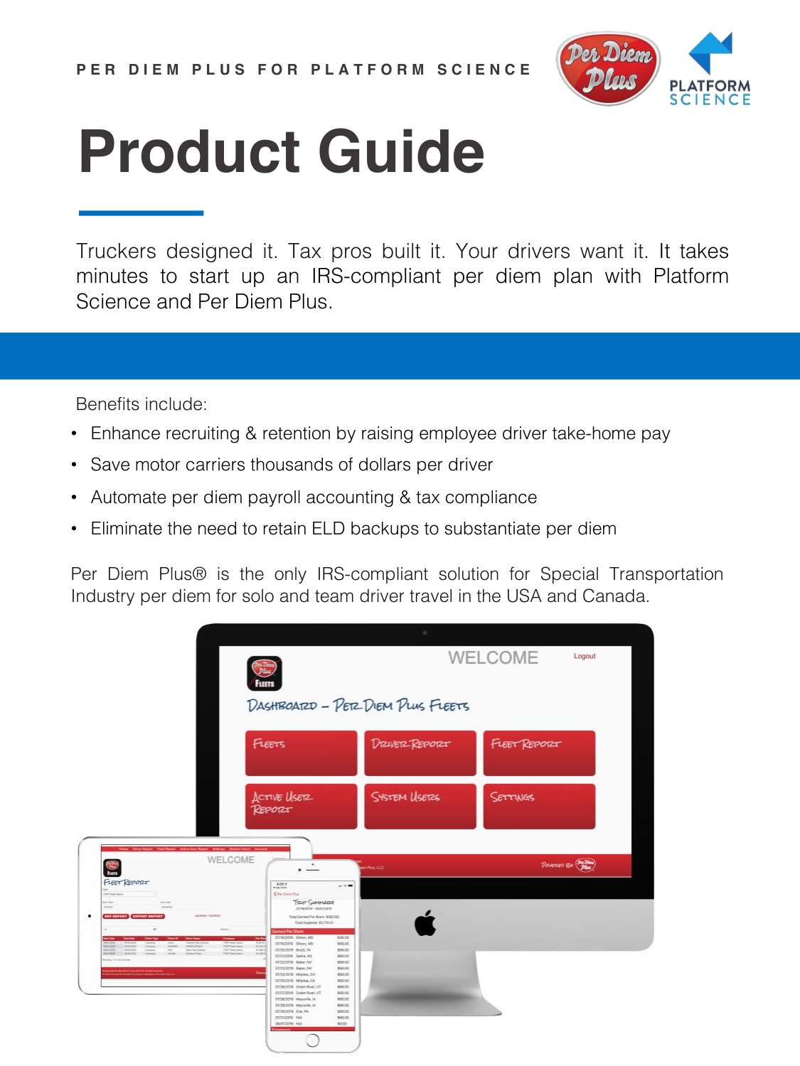PER DIEM PLUS FOR PLATFORM SCIENCE

# Product Guide

Truckers designed it. Tax pros built it. Your drivers want it. It takes minutes to start up an IRS-compliant per diem plan with Platform Science and Per Diem Plus.

Benefits include:

- Enhance recruiting & retention by raising employee driver take-home pay
- Save motor carriers thousands of dollars per driver
- Automate per diem payroll accounting & tax compliance
- Eliminate the need to retain ELD backups to substantiate per diem

Per Diem Plus® is the only IRS-compliant solution for Special Transportation Industry per diem for solo and team driver travel in the USA and Canada.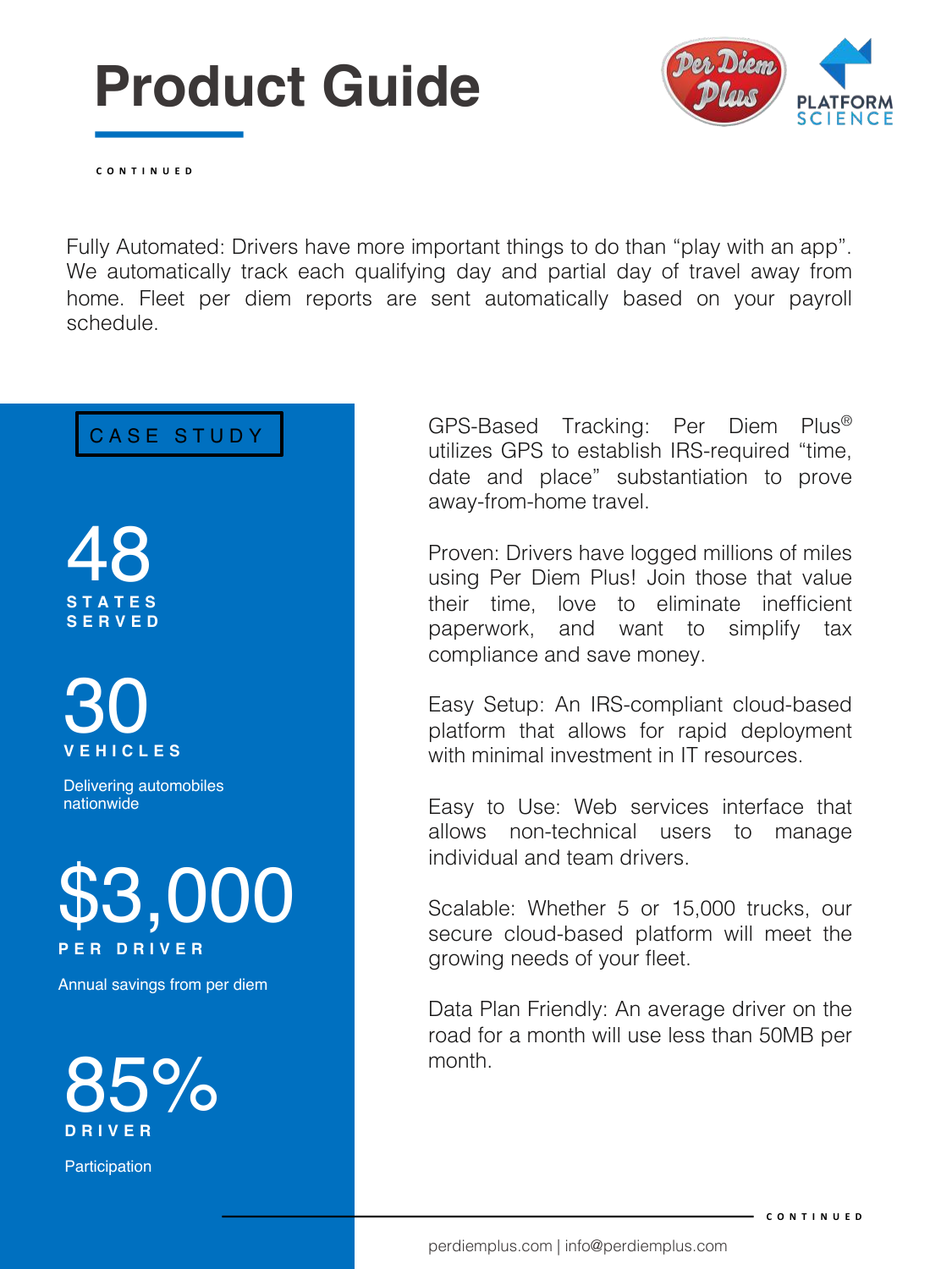# Product Guide

CONTINUED

Fully Automated: Drivers have more important things to do than “play with an app”. We automatically track each qualifying day and partial day of travel away from home. Fleet per diem reports are sent automatically based on your payroll schedule.

## CASE STUDY

**48**
STATES SERVED

**30**
VEHICLES

Delivering automobiles nationwide

**$3,000**
PER DRIVER

Annual savings from per diem

**85%**
DRIVER

Participation

GPS-Based Tracking: Per Diem Plus® utilizes GPS to establish IRS-required “time, date and place” substantiation to prove away-from-home travel.

Proven: Drivers have logged millions of miles using Per Diem Plus! Join those that value their time, love to eliminate inefficient paperwork, and want to simplify tax compliance and save money.

Easy Setup: An IRS-compliant cloud-based platform that allows for rapid deployment with minimal investment in IT resources.

Easy to Use: Web services interface that allows non-technical users to manage individual and team drivers.

Scalable: Whether 5 or 15,000 trucks, our secure cloud-based platform will meet the growing needs of your fleet.

Data Plan Friendly: An average driver on the road for a month will use less than 50MB per month.

CONTINUED

perdiemplus.com | info@perdiemplus.com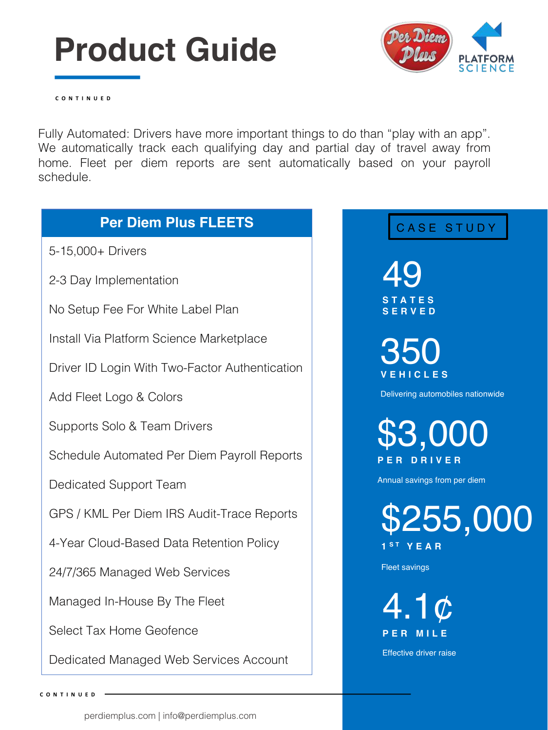# Product Guide

CONTINUED

Fully Automated: Drivers have more important things to do than "play with an app". We automatically track each qualifying day and partial day of travel away from home. Fleet per diem reports are sent automatically based on your payroll schedule.

| Per Diem Plus FLEETS |
|---|
| 5-15,000+ Drivers |
| 2-3 Day Implementation |
| No Setup Fee For White Label Plan |
| Install Via Platform Science Marketplace |
| Driver ID Login With Two-Factor Authentication |
| Add Fleet Logo & Colors |
| Supports Solo & Team Drivers |
| Schedule Automated Per Diem Payroll Reports |
| Dedicated Support Team |
| GPS / KML Per Diem IRS Audit-Trace Reports |
| 4-Year Cloud-Based Data Retention Policy |
| 24/7/365 Managed Web Services |
| Managed In-House By The Fleet |
| Select Tax Home Geofence |
| Dedicated Managed Web Services Account |

## CASE STUDY

**49**
STATES SERVED

**350**
VEHICLES
Delivering automobiles nationwide

**$3,000**
PER DRIVER
Annual savings from per diem

**$255,000**
1ST YEAR
Fleet savings

**4.1¢**
PER MILE
Effective driver raise

CONTINUED

perdiemplus.com | info@perdiemplus.com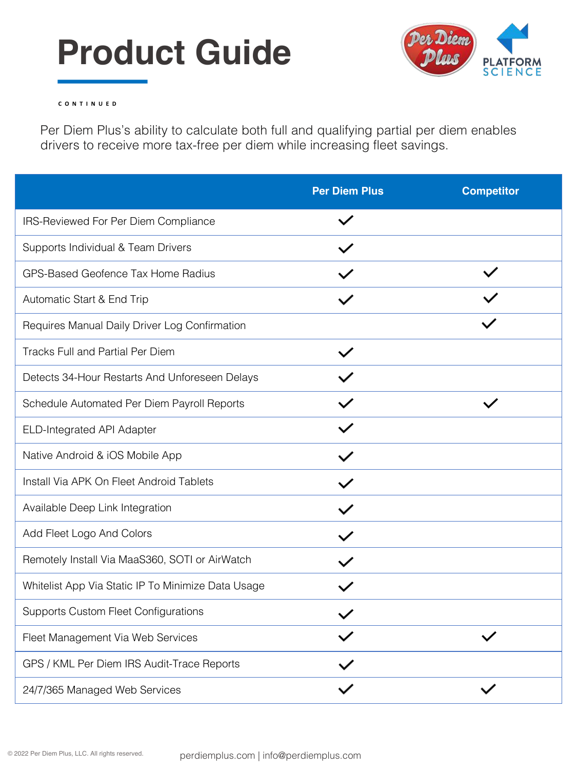# Product Guide

CONTINUED

Per Diem Plus's ability to calculate both full and qualifying partial per diem enables drivers to receive more tax-free per diem while increasing fleet savings.

| | Per Diem Plus | Competitor |
|---|---|---|
| IRS-Reviewed For Per Diem Compliance | ✓ | |
| Supports Individual & Team Drivers | ✓ | |
| GPS-Based Geofence Tax Home Radius | ✓ | ✓ |
| Automatic Start & End Trip | ✓ | ✓ |
| Requires Manual Daily Driver Log Confirmation | | ✓ |
| Tracks Full and Partial Per Diem | ✓ | |
| Detects 34-Hour Restarts And Unforeseen Delays | ✓ | |
| Schedule Automated Per Diem Payroll Reports | ✓ | ✓ |
| ELD-Integrated API Adapter | ✓ | |
| Native Android & iOS Mobile App | ✓ | |
| Install Via APK On Fleet Android Tablets | ✓ | |
| Available Deep Link Integration | ✓ | |
| Add Fleet Logo And Colors | ✓ | |
| Remotely Install Via MaaS360, SOTI or AirWatch | ✓ | |
| Whitelist App Via Static IP To Minimize Data Usage | ✓ | |
| Supports Custom Fleet Configurations | ✓ | |
| Fleet Management Via Web Services | ✓ | ✓ |
| GPS / KML Per Diem IRS Audit-Trace Reports | ✓ | |
| 24/7/365 Managed Web Services | ✓ | ✓ |

© 2022 Per Diem Plus, LLC. All rights reserved.

perdiemplus.com | info@perdiemplus.com